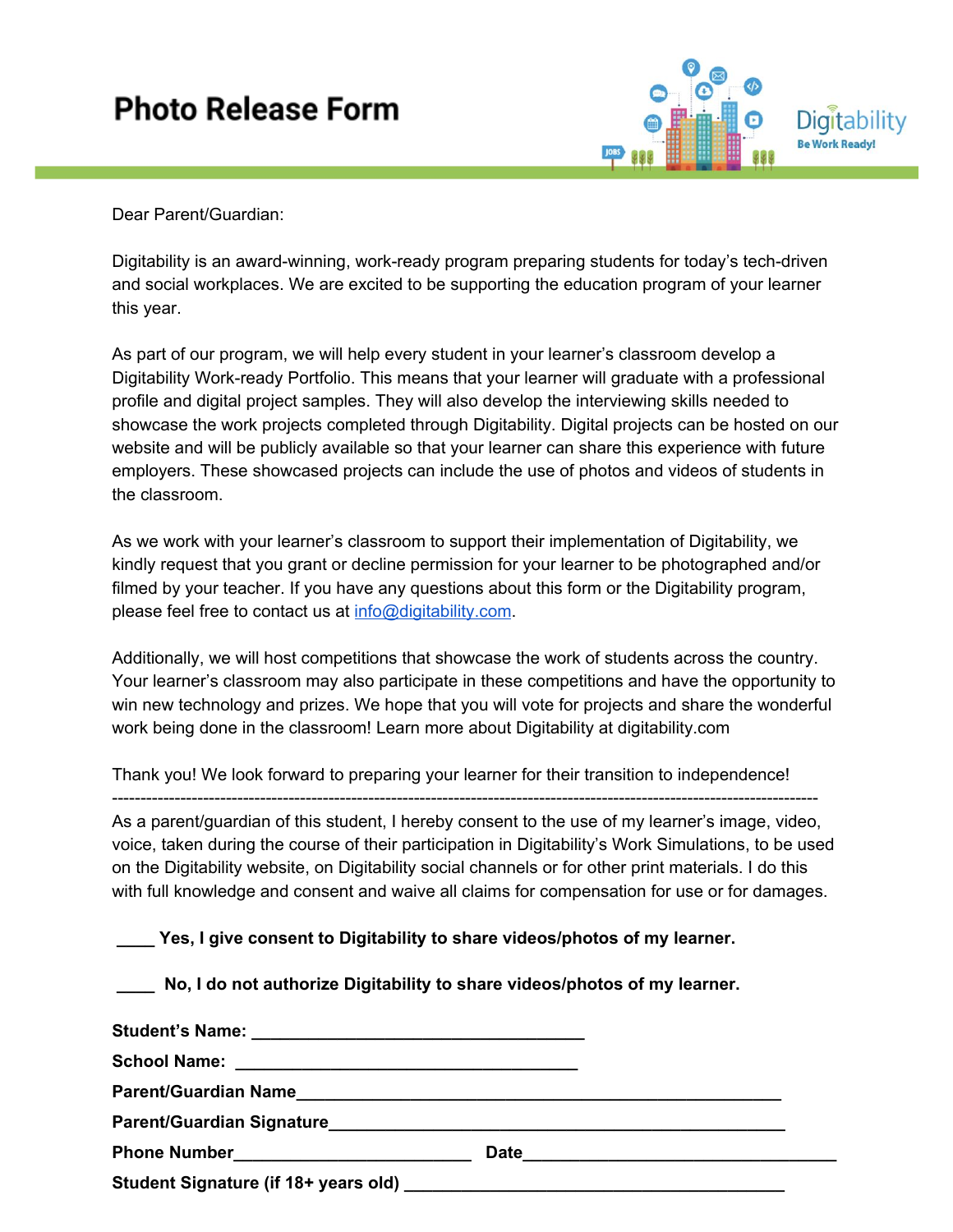# Photo Release Form

Digitability
Be Work Ready!

Dear Parent/Guardian:

Digitability is an award-winning, work-ready program preparing students for today's tech-driven and social workplaces. We are excited to be supporting the education program of your learner this year.

As part of our program, we will help every student in your learner's classroom develop a Digitability Work-ready Portfolio. This means that your learner will graduate with a professional profile and digital project samples. They will also develop the interviewing skills needed to showcase the work projects completed through Digitability. Digital projects can be hosted on our website and will be publicly available so that your learner can share this experience with future employers. These showcased projects can include the use of photos and videos of students in the classroom.

As we work with your learner's classroom to support their implementation of Digitability, we kindly request that you grant or decline permission for your learner to be photographed and/or filmed by your teacher. If you have any questions about this form or the Digitability program, please feel free to contact us at [info@digitability.com](mailto:info@digitability.com).

Additionally, we will host competitions that showcase the work of students across the country. Your learner's classroom may also participate in these competitions and have the opportunity to win new technology and prizes. We hope that you will vote for projects and share the wonderful work being done in the classroom! Learn more about Digitability at digitability.com

Thank you! We look forward to preparing your learner for their transition to independence!

---

As a parent/guardian of this student, I hereby consent to the use of my learner's image, video, voice, taken during the course of their participation in Digitability's Work Simulations, to be used on the Digitability website, on Digitability social channels or for other print materials. I do this with full knowledge and consent and waive all claims for compensation for use or for damages.

**____ Yes, I give consent to Digitability to share videos/photos of my learner.**

**____ No, I do not authorize Digitability to share videos/photos of my learner.**

**Student's Name:** ________________________________

**School Name:** ________________________________

**Parent/Guardian Name**________________________________

**Parent/Guardian Signature**________________________________

**Phone Number**____________________ **Date**____________________

**Student Signature (if 18+ years old)** ________________________________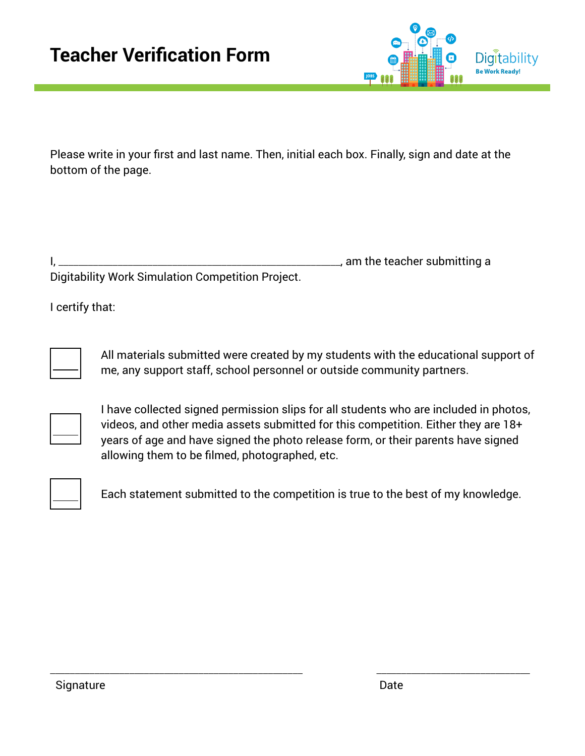# Teacher Verification Form

Digitability
Be Work Ready!

Please write in your first and last name. Then, initial each box. Finally, sign and date at the bottom of the page.

I, ________________________________________________, am the teacher submitting a Digitability Work Simulation Competition Project.

I certify that:

____ All materials submitted were created by my students with the educational support of me, any support staff, school personnel or outside community partners.

____ I have collected signed permission slips for all students who are included in photos, videos, and other media assets submitted for this competition. Either they are 18+ years of age and have signed the photo release form, or their parents have signed allowing them to be filmed, photographed, etc.

____ Each statement submitted to the competition is true to the best of my knowledge.

_____________________________________________ Signature

___________________________ Date